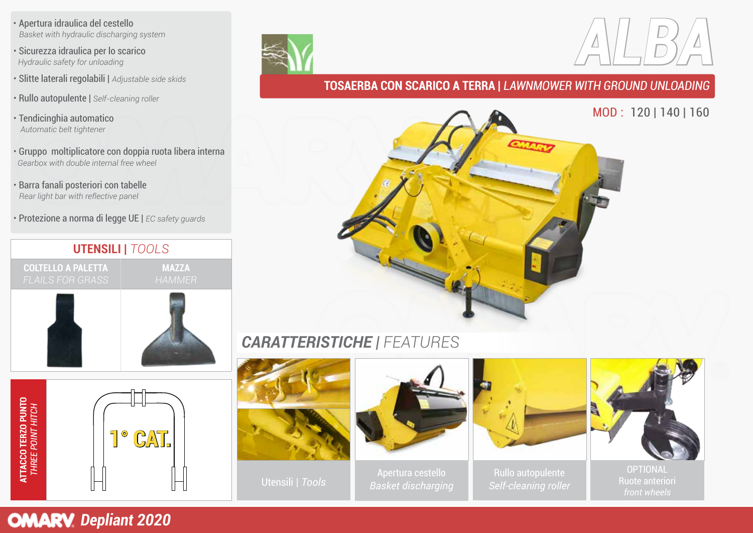# ALBA

## TOSAERBA CON SCARICO A TERRA | *LAWNMOWER WITH GROUND UNLOADING*

MOD : 120 | 140 | 160

- Apertura idraulica del cestello
  *Basket with hydraulic discharging system*
- Sicurezza idraulica per lo scarico
  *Hydraulic safety for unloading*
- Slitte laterali regolabili | *Adjustable side skids*
- Rullo autopulente | *Self-cleaning roller*
- Tendicinghia automatico
  *Automatic belt tightener*
- Gruppo moltiplicatore con doppia ruota libera interna
  *Gearbox with double internal free wheel*
- Barra fanali posteriori con tabelle
  *Rear light bar with reflective panel*
- Protezione a norma di legge UE | *EC safety guards*

## UTENSILI | *TOOLS*

| COLTELLO A PALETTA *FLAILS FOR GRASS* | MAZZA *HAMMER* |
|---|---|

**ATTACCO TERZO PUNTO** *THREE POINT HITCH*

1° CAT.

## CARATTERISTICHE | FEATURES

Utensili | *Tools*

Apertura cestello *Basket discharging*

Rullo autopulente *Self-cleaning roller*

OPTIONAL Ruote anteriori *front wheels*

OMARV *Depliant 2020*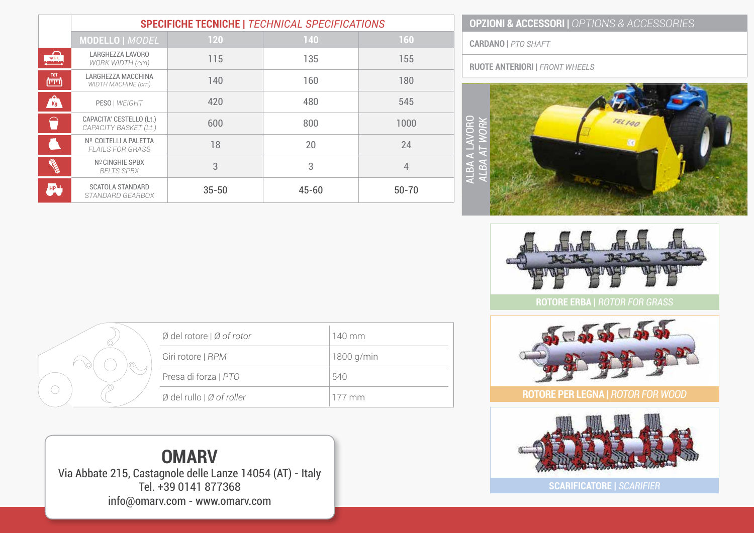## SPECIFICHE TECNICHE | *TECHNICAL SPECIFICATIONS*

| MODELLO \| *MODEL* | 120 | 140 | 160 |
|---|---|---|---|
| LARGHEZZA LAVORO *WORK WIDTH (cm)* | 115 | 135 | 155 |
| LARGHEZZA MACCHINA *WIDTH MACHINE (cm)* | 140 | 160 | 180 |
| PESO \| *WEIGHT* | 420 | 480 | 545 |
| CAPACITA' CESTELLO (Lt.) *CAPACITY BASKET (Lt.)* | 600 | 800 | 1000 |
| Nº COLTELLI A PALETTA *FLAILS FOR GRASS* | 18 | 20 | 24 |
| Nº CINGHIE SPBX *BELTS SPBX* | 3 | 3 | 4 |
| SCATOLA STANDARD *STANDARD GEARBOX* | 35-50 | 45-60 | 50-70 |

| | |
|---|---|
| Ø del rotore \| *Ø of rotor* | 140 mm |
| Giri rotore \| *RPM* | 1800 g/min |
| Presa di forza \| *PTO* | 540 |
| Ø del rullo \| *Ø of roller* | 177 mm |

## OPZIONI & ACCESSORI | *OPTIONS & ACCESSORIES*

- CARDANO | *PTO SHAFT*
- RUOTE ANTERIORI | *FRONT WHEELS*

ALBA A LAVORO
*ALBA AT WORK*

ROTORE ERBA | *ROTOR FOR GRASS*

ROTORE PER LEGNA | *ROTOR FOR WOOD*

SCARIFICATORE | *SCARIFIER*

**OMARV**
Via Abbate 215, Castagnole delle Lanze 14054 (AT) - Italy
Tel. +39 0141 877368
info@omarv.com - www.omarv.com